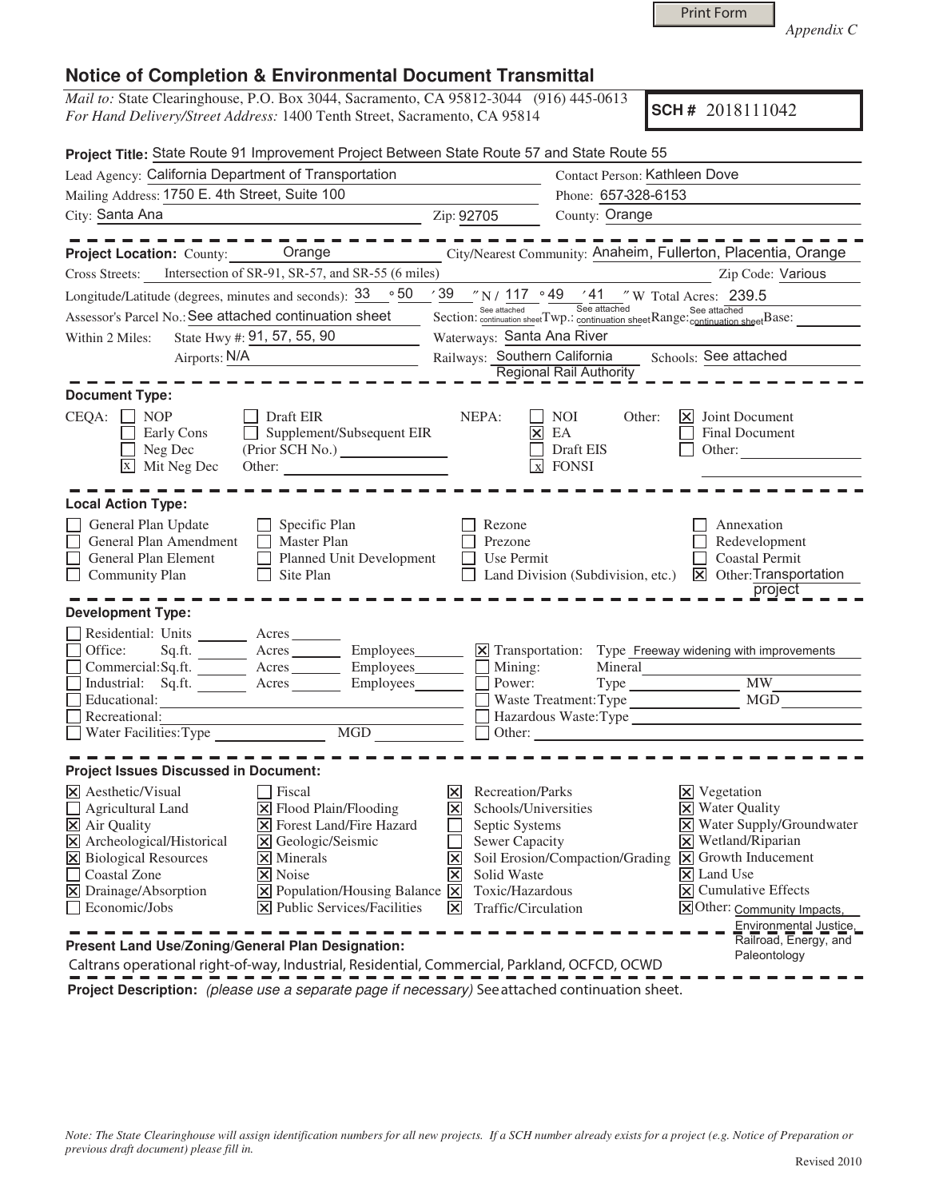Print Form

*Appendix C*

# Notice of Completion & Environmental Document Transmittal

*Mail to:* State Clearinghouse, P.O. Box 3044, Sacramento, CA 95812-3044 (916) 445-0613
*For Hand Delivery/Street Address:* 1400 Tenth Street, Sacramento, CA 95814

**SCH #** 2018111042

**Project Title:** State Route 91 Improvement Project Between State Route 57 and State Route 55

Lead Agency: California Department of Transportation
Contact Person: Kathleen Dove
Mailing Address: 1750 E. 4th Street, Suite 100
Phone: 657-328-6153
City: Santa Ana
Zip: 92705
County: Orange

**Project Location:** County: Orange
City/Nearest Community: Anaheim, Fullerton, Placentia, Orange
Cross Streets: Intersection of SR-91, SR-57, and SR-55 (6 miles)
Zip Code: Various
Longitude/Latitude (degrees, minutes and seconds): 33 ° 50 ′ 39 ″ N / 117 ° 49 ′ 41 ″ W Total Acres: 239.5
Assessor's Parcel No.: See attached continuation sheet
Section: See attached continuation sheet Twp.: See attached continuation sheet Range: See attached continuation sheet Base:
Within 2 Miles: State Hwy #: 91, 57, 55, 90
Waterways: Santa Ana River
Airports: N/A
Railways: Southern California Regional Rail Authority
Schools: See attached

**Document Type:**

CEQA:
- [ ] NOP
- [ ] Early Cons
- [ ] Neg Dec
- [x] Mit Neg Dec
- [ ] Draft EIR
- [ ] Supplement/Subsequent EIR (Prior SCH No.)
- Other:

NEPA:
- [ ] NOI
- [x] EA
- [ ] Draft EIS
- [x] FONSI

Other:
- [x] Joint Document
- [ ] Final Document
- [ ] Other:

**Local Action Type:**

- [ ] General Plan Update
- [ ] General Plan Amendment
- [ ] General Plan Element
- [ ] Community Plan
- [ ] Specific Plan
- [ ] Master Plan
- [ ] Planned Unit Development
- [ ] Site Plan
- [ ] Rezone
- [ ] Prezone
- [ ] Use Permit
- [ ] Land Division (Subdivision, etc.)
- [ ] Annexation
- [ ] Redevelopment
- [ ] Coastal Permit
- [x] Other: Transportation project

**Development Type:**

- [ ] Residential: Units Acres
- [ ] Office: Sq.ft. Acres Employees
- [ ] Commercial: Sq.ft. Acres Employees
- [ ] Industrial: Sq.ft. Acres Employees
- [ ] Educational:
- [ ] Recreational:
- [ ] Water Facilities: Type MGD
- [x] Transportation: Type Freeway widening with improvements
- [ ] Mining: Mineral
- [ ] Power: Type MW
- [ ] Waste Treatment: Type MGD
- [ ] Hazardous Waste: Type
- [ ] Other:

**Project Issues Discussed in Document:**

- [x] Aesthetic/Visual
- [ ] Agricultural Land
- [x] Air Quality
- [x] Archeological/Historical
- [x] Biological Resources
- [ ] Coastal Zone
- [x] Drainage/Absorption
- [ ] Economic/Jobs
- [ ] Fiscal
- [x] Flood Plain/Flooding
- [x] Forest Land/Fire Hazard
- [x] Geologic/Seismic
- [x] Minerals
- [x] Noise
- [x] Population/Housing Balance
- [x] Public Services/Facilities
- [x] Recreation/Parks
- [x] Schools/Universities
- [ ] Septic Systems
- [ ] Sewer Capacity
- [x] Soil Erosion/Compaction/Grading
- [x] Solid Waste
- [x] Toxic/Hazardous
- [x] Traffic/Circulation
- [x] Vegetation
- [x] Water Quality
- [x] Water Supply/Groundwater
- [x] Wetland/Riparian
- [x] Growth Inducement
- [x] Land Use
- [x] Cumulative Effects
- [x] Other: Community Impacts, Environmental Justice, Railroad, Energy, and Paleontology

**Present Land Use/Zoning/General Plan Designation:**

Caltrans operational right-of-way, Industrial, Residential, Commercial, Parkland, OCFCD, OCWD

**Project Description:** *(please use a separate page if necessary)* See attached continuation sheet.

*Note: The State Clearinghouse will assign identification numbers for all new projects. If a SCH number already exists for a project (e.g. Notice of Preparation or previous draft document) please fill in.*

Revised 2010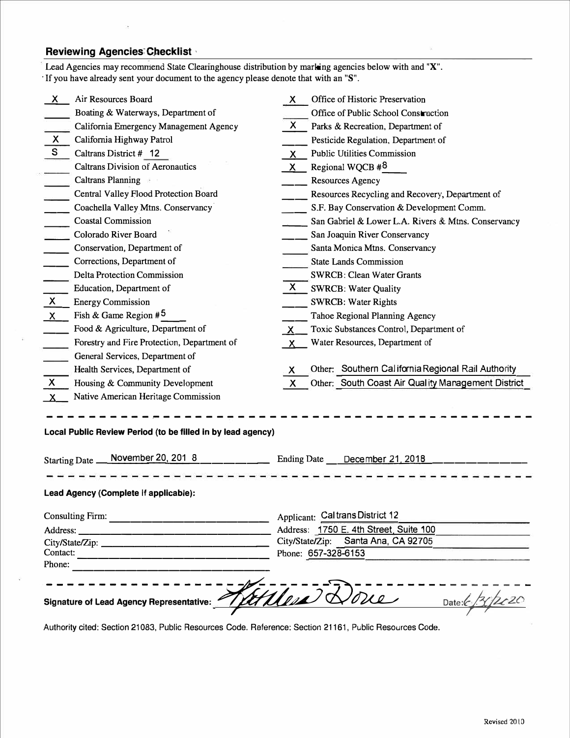## Reviewing Agencies Checklist

Lead Agencies may recommend State Clearinghouse distribution by marking agencies below with and "X".
If you have already sent your document to the agency please denote that with an "S".

- X Air Resources Board
- \_\_\_ Boating & Waterways, Department of
- \_\_\_ California Emergency Management Agency
- X California Highway Patrol
- S Caltrans District # 12
- \_\_\_ Caltrans Division of Aeronautics
- \_\_\_ Caltrans Planning
- \_\_\_ Central Valley Flood Protection Board
- \_\_\_ Coachella Valley Mtns. Conservancy
- \_\_\_ Coastal Commission
- \_\_\_ Colorado River Board
- \_\_\_ Conservation, Department of
- \_\_\_ Corrections, Department of
- \_\_\_ Delta Protection Commission
- \_\_\_ Education, Department of
- X Energy Commission
- X Fish & Game Region # 5
- \_\_\_ Food & Agriculture, Department of
- \_\_\_ Forestry and Fire Protection, Department of
- \_\_\_ General Services, Department of
- \_\_\_ Health Services, Department of
- X Housing & Community Development
- X Native American Heritage Commission
- X Office of Historic Preservation
- \_\_\_ Office of Public School Construction
- X Parks & Recreation, Department of
- \_\_\_ Pesticide Regulation, Department of
- X Public Utilities Commission
- X Regional WQCB # 8
- \_\_\_ Resources Agency
- \_\_\_ Resources Recycling and Recovery, Department of
- \_\_\_ S.F. Bay Conservation & Development Comm.
- \_\_\_ San Gabriel & Lower L.A. Rivers & Mtns. Conservancy
- \_\_\_ San Joaquin River Conservancy
- \_\_\_ Santa Monica Mtns. Conservancy
- \_\_\_ State Lands Commission
- \_\_\_ SWRCB: Clean Water Grants
- X SWRCB: Water Quality
- \_\_\_ SWRCB: Water Rights
- \_\_\_ Tahoe Regional Planning Agency
- X Toxic Substances Control, Department of
- X Water Resources, Department of
- X Other: Southern California Regional Rail Authority
- X Other: South Coast Air Quality Management District

---

**Local Public Review Period (to be filled in by lead agency)**

Starting Date: November 20, 2018  Ending Date: December 21, 2018

---

**Lead Agency (Complete if applicable):**

| Consulting Firm: | Applicant: Caltrans District 12 |
|---|---|
| Address: | Address: 1750 E. 4th Street, Suite 100 |
| City/State/Zip: | City/State/Zip: Santa Ana, CA 92705 |
| Contact: | Phone: 657-328-6153 |
| Phone: | |

---

**Signature of Lead Agency Representative:** [signature] Date: 6/30/2020

Authority cited: Section 21083, Public Resources Code. Reference: Section 21161, Public Resources Code.

Revised 2010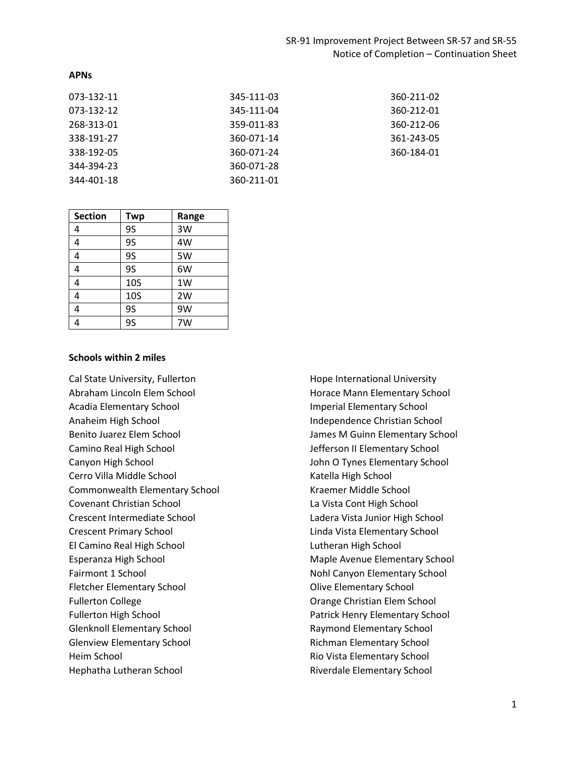**APNs**

073-132-11
073-132-12
268-313-01
338-191-27
338-192-05
344-394-23
344-401-18
345-111-03
345-111-04
359-011-83
360-071-14
360-071-24
360-071-28
360-211-01
360-211-02
360-212-01
360-212-06
361-243-05
360-184-01

| Section | Twp | Range |
| --- | --- | --- |
| 4 | 9S | 3W |
| 4 | 9S | 4W |
| 4 | 9S | 5W |
| 4 | 9S | 6W |
| 4 | 10S | 1W |
| 4 | 10S | 2W |
| 4 | 9S | 9W |
| 4 | 9S | 7W |

**Schools within 2 miles**

Cal State University, Fullerton
Abraham Lincoln Elem School
Acadia Elementary School
Anaheim High School
Benito Juarez Elem School
Camino Real High School
Canyon High School
Cerro Villa Middle School
Commonwealth Elementary School
Covenant Christian School
Crescent Intermediate School
Crescent Primary School
El Camino Real High School
Esperanza High School
Fairmont 1 School
Fletcher Elementary School
Fullerton College
Fullerton High School
Glenknoll Elementary School
Glenview Elementary School
Heim School
Hephatha Lutheran School
Hope International University
Horace Mann Elementary School
Imperial Elementary School
Independence Christian School
James M Guinn Elementary School
Jefferson II Elementary School
John O Tynes Elementary School
Katella High School
Kraemer Middle School
La Vista Cont High School
Ladera Vista Junior High School
Linda Vista Elementary School
Lutheran High School
Maple Avenue Elementary School
Nohl Canyon Elementary School
Olive Elementary School
Orange Christian Elem School
Patrick Henry Elementary School
Raymond Elementary School
Richman Elementary School
Rio Vista Elementary School
Riverdale Elementary School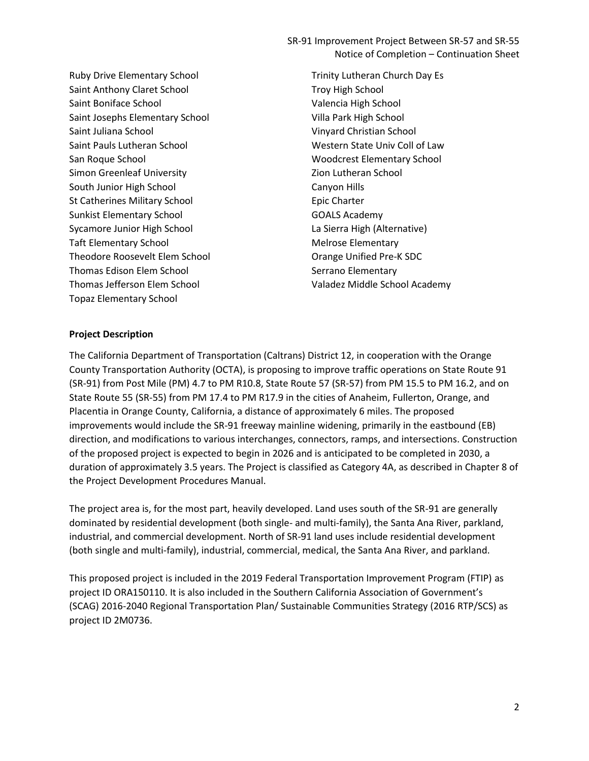Ruby Drive Elementary School
Saint Anthony Claret School
Saint Boniface School
Saint Josephs Elementary School
Saint Juliana School
Saint Pauls Lutheran School
San Roque School
Simon Greenleaf University
South Junior High School
St Catherines Military School
Sunkist Elementary School
Sycamore Junior High School
Taft Elementary School
Theodore Roosevelt Elem School
Thomas Edison Elem School
Thomas Jefferson Elem School
Topaz Elementary School
Trinity Lutheran Church Day Es
Troy High School
Valencia High School
Villa Park High School
Vinyard Christian School
Western State Univ Coll of Law
Woodcrest Elementary School
Zion Lutheran School
Canyon Hills
Epic Charter
GOALS Academy
La Sierra High (Alternative)
Melrose Elementary
Orange Unified Pre-K SDC
Serrano Elementary
Valadez Middle School Academy

**Project Description**

The California Department of Transportation (Caltrans) District 12, in cooperation with the Orange County Transportation Authority (OCTA), is proposing to improve traffic operations on State Route 91 (SR-91) from Post Mile (PM) 4.7 to PM R10.8, State Route 57 (SR-57) from PM 15.5 to PM 16.2, and on State Route 55 (SR-55) from PM 17.4 to PM R17.9 in the cities of Anaheim, Fullerton, Orange, and Placentia in Orange County, California, a distance of approximately 6 miles. The proposed improvements would include the SR-91 freeway mainline widening, primarily in the eastbound (EB) direction, and modifications to various interchanges, connectors, ramps, and intersections. Construction of the proposed project is expected to begin in 2026 and is anticipated to be completed in 2030, a duration of approximately 3.5 years. The Project is classified as Category 4A, as described in Chapter 8 of the Project Development Procedures Manual.

The project area is, for the most part, heavily developed. Land uses south of the SR-91 are generally dominated by residential development (both single- and multi-family), the Santa Ana River, parkland, industrial, and commercial development. North of SR-91 land uses include residential development (both single and multi-family), industrial, commercial, medical, the Santa Ana River, and parkland.

This proposed project is included in the 2019 Federal Transportation Improvement Program (FTIP) as project ID ORA150110. It is also included in the Southern California Association of Government's (SCAG) 2016-2040 Regional Transportation Plan/ Sustainable Communities Strategy (2016 RTP/SCS) as project ID 2M0736.